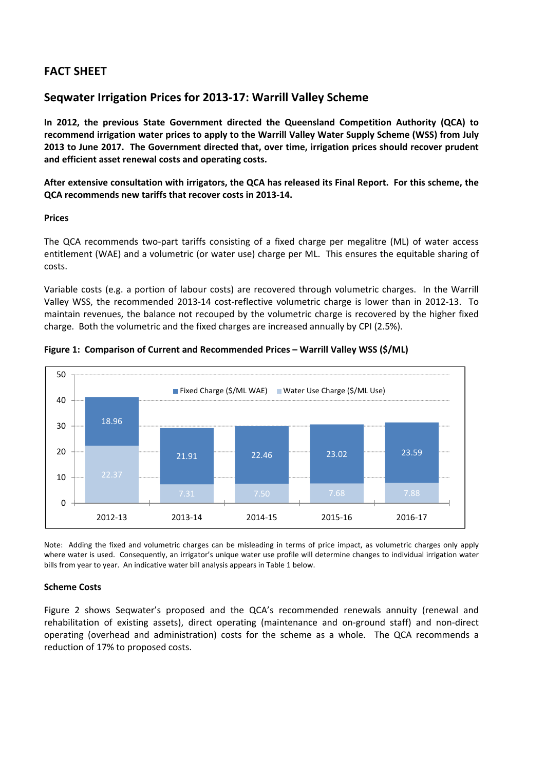# FACT SHEET

## Seqwater Irrigation Prices for 2013-17: Warrill Valley Scheme

**In 2012, the previous State Government directed the Queensland Competition Authority (QCA) to recommend irrigation water prices to apply to the Warrill Valley Water Supply Scheme (WSS) from July 2013 to June 2017. The Government directed that, over time, irrigation prices should recover prudent and efficient asset renewal costs and operating costs.**

**After extensive consultation with irrigators, the QCA has released its Final Report. For this scheme, the QCA recommends new tariffs that recover costs in 2013-14.**

**Prices**

The QCA recommends two-part tariffs consisting of a fixed charge per megalitre (ML) of water access entitlement (WAE) and a volumetric (or water use) charge per ML. This ensures the equitable sharing of costs.

Variable costs (e.g. a portion of labour costs) are recovered through volumetric charges. In the Warrill Valley WSS, the recommended 2013-14 cost-reflective volumetric charge is lower than in 2012-13. To maintain revenues, the balance not recouped by the volumetric charge is recovered by the higher fixed charge. Both the volumetric and the fixed charges are increased annually by CPI (2.5%).

**Figure 1: Comparison of Current and Recommended Prices – Warrill Valley WSS ($/ML)**

| | 2012-13 | 2013-14 | 2014-15 | 2015-16 | 2016-17 |
|---|---|---|---|---|---|
| Fixed Charge ($/ML WAE) | 18.96 | 21.91 | 22.46 | 23.02 | 23.59 |
| Water Use Charge ($/ML Use) | 22.37 | 7.31 | 7.50 | 7.68 | 7.88 |

Note: Adding the fixed and volumetric charges can be misleading in terms of price impact, as volumetric charges only apply where water is used. Consequently, an irrigator's unique water use profile will determine changes to individual irrigation water bills from year to year. An indicative water bill analysis appears in Table 1 below.

**Scheme Costs**

Figure 2 shows Seqwater's proposed and the QCA's recommended renewals annuity (renewal and rehabilitation of existing assets), direct operating (maintenance and on-ground staff) and non-direct operating (overhead and administration) costs for the scheme as a whole. The QCA recommends a reduction of 17% to proposed costs.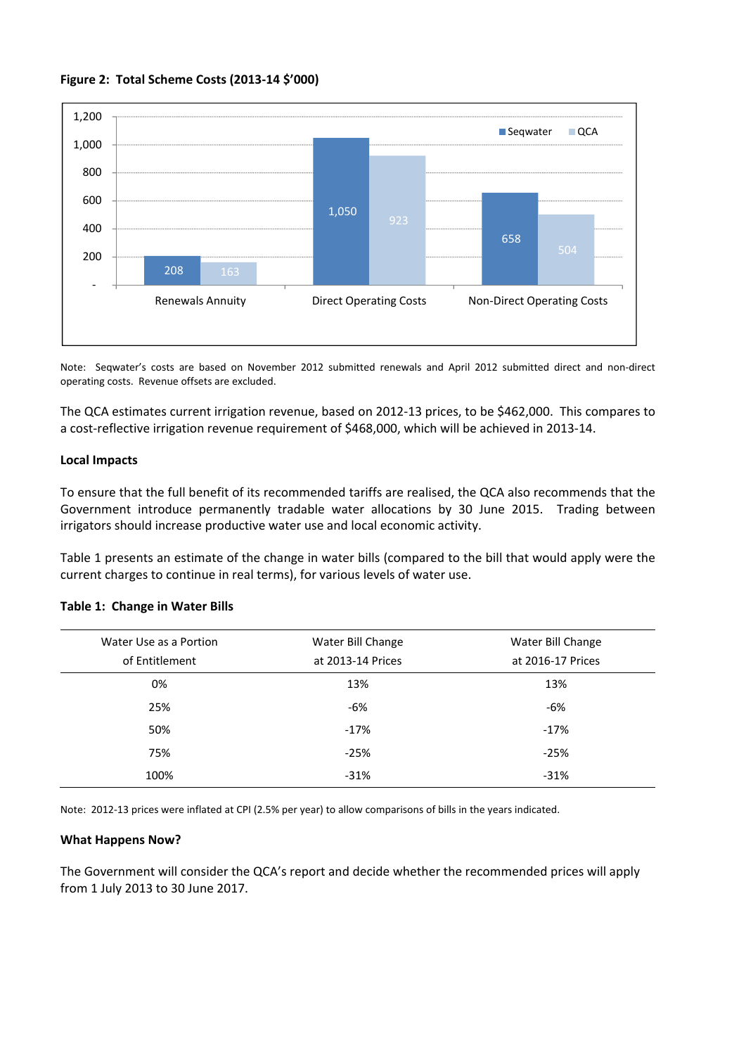**Figure 2: Total Scheme Costs (2013-14 $'000)**

1,200
1,000
800
600
400
200
-

Seqwater
QCA

208
163
Renewals Annuity

1,050
923
Direct Operating Costs

658
504
Non-Direct Operating Costs

Note: Seqwater's costs are based on November 2012 submitted renewals and April 2012 submitted direct and non-direct operating costs. Revenue offsets are excluded.

The QCA estimates current irrigation revenue, based on 2012-13 prices, to be $462,000. This compares to a cost-reflective irrigation revenue requirement of $468,000, which will be achieved in 2013-14.

**Local Impacts**

To ensure that the full benefit of its recommended tariffs are realised, the QCA also recommends that the Government introduce permanently tradable water allocations by 30 June 2015. Trading between irrigators should increase productive water use and local economic activity.

Table 1 presents an estimate of the change in water bills (compared to the bill that would apply were the current charges to continue in real terms), for various levels of water use.

**Table 1: Change in Water Bills**

| Water Use as a Portion of Entitlement | Water Bill Change at 2013-14 Prices | Water Bill Change at 2016-17 Prices |
|---|---|---|
| 0% | 13% | 13% |
| 25% | -6% | -6% |
| 50% | -17% | -17% |
| 75% | -25% | -25% |
| 100% | -31% | -31% |

Note: 2012-13 prices were inflated at CPI (2.5% per year) to allow comparisons of bills in the years indicated.

**What Happens Now?**

The Government will consider the QCA's report and decide whether the recommended prices will apply from 1 July 2013 to 30 June 2017.